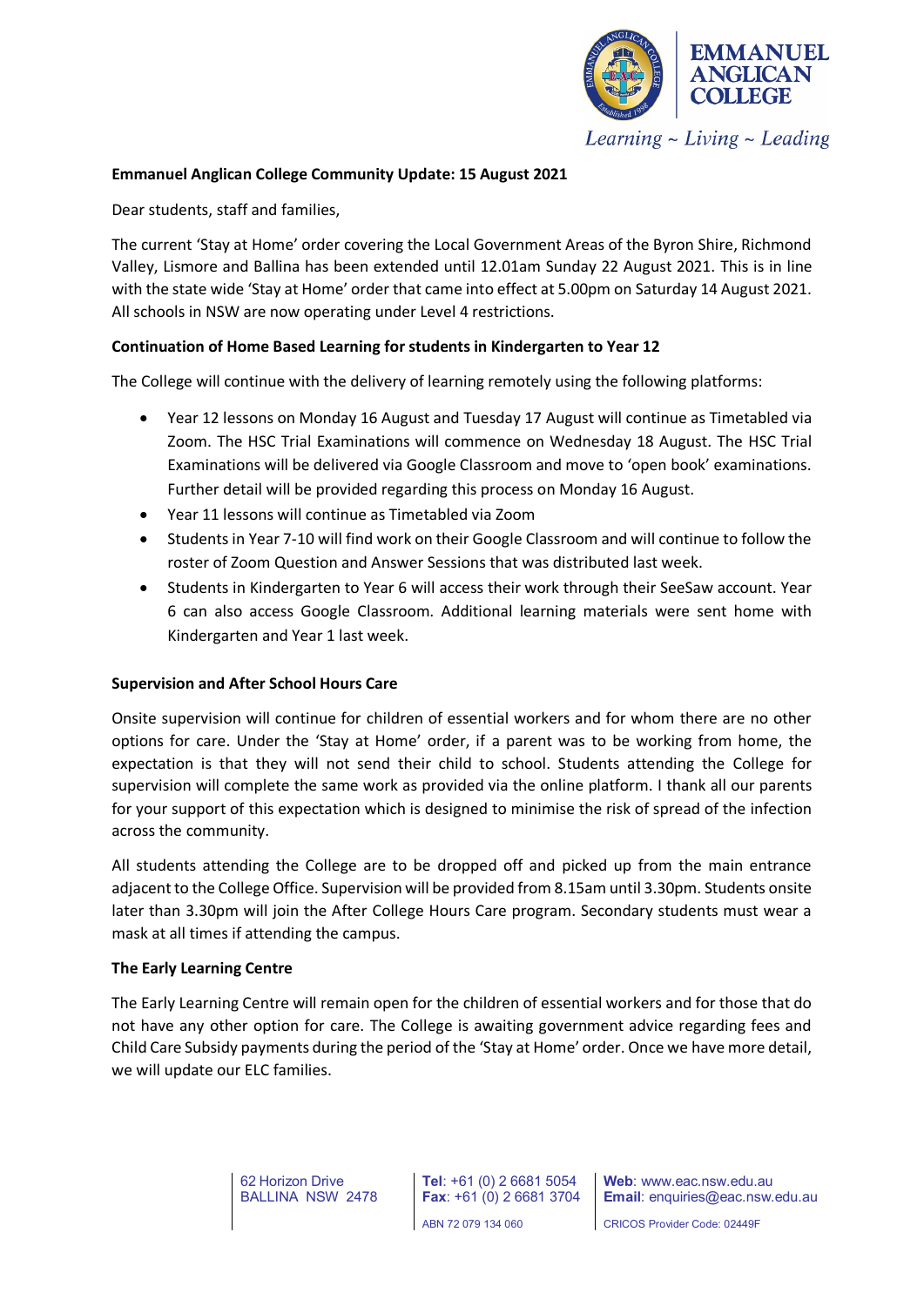**Emmanuel Anglican College Community Update: 15 August 2021**

Dear students, staff and families,

The current 'Stay at Home' order covering the Local Government Areas of the Byron Shire, Richmond Valley, Lismore and Ballina has been extended until 12.01am Sunday 22 August 2021. This is in line with the state wide 'Stay at Home' order that came into effect at 5.00pm on Saturday 14 August 2021. All schools in NSW are now operating under Level 4 restrictions.

**Continuation of Home Based Learning for students in Kindergarten to Year 12**

The College will continue with the delivery of learning remotely using the following platforms:

- Year 12 lessons on Monday 16 August and Tuesday 17 August will continue as Timetabled via Zoom. The HSC Trial Examinations will commence on Wednesday 18 August. The HSC Trial Examinations will be delivered via Google Classroom and move to 'open book' examinations. Further detail will be provided regarding this process on Monday 16 August.
- Year 11 lessons will continue as Timetabled via Zoom
- Students in Year 7-10 will find work on their Google Classroom and will continue to follow the roster of Zoom Question and Answer Sessions that was distributed last week.
- Students in Kindergarten to Year 6 will access their work through their SeeSaw account. Year 6 can also access Google Classroom. Additional learning materials were sent home with Kindergarten and Year 1 last week.

**Supervision and After School Hours Care**

Onsite supervision will continue for children of essential workers and for whom there are no other options for care. Under the 'Stay at Home' order, if a parent was to be working from home, the expectation is that they will not send their child to school. Students attending the College for supervision will complete the same work as provided via the online platform. I thank all our parents for your support of this expectation which is designed to minimise the risk of spread of the infection across the community.

All students attending the College are to be dropped off and picked up from the main entrance adjacent to the College Office. Supervision will be provided from 8.15am until 3.30pm. Students onsite later than 3.30pm will join the After College Hours Care program. Secondary students must wear a mask at all times if attending the campus.

**The Early Learning Centre**

The Early Learning Centre will remain open for the children of essential workers and for those that do not have any other option for care. The College is awaiting government advice regarding fees and Child Care Subsidy payments during the period of the 'Stay at Home' order. Once we have more detail, we will update our ELC families.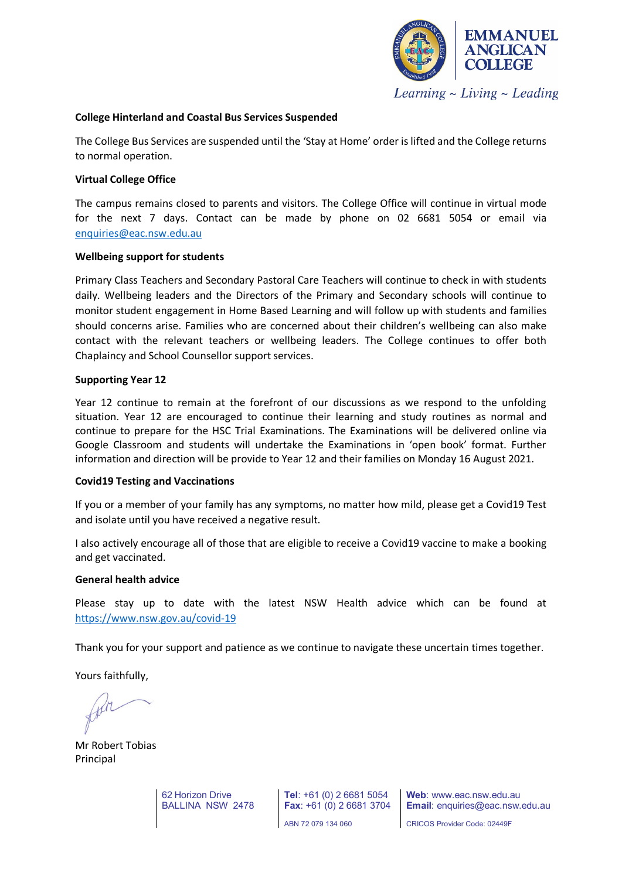**College Hinterland and Coastal Bus Services Suspended**

The College Bus Services are suspended until the 'Stay at Home' order is lifted and the College returns to normal operation.

**Virtual College Office**

The campus remains closed to parents and visitors. The College Office will continue in virtual mode for the next 7 days. Contact can be made by phone on 02 6681 5054 or email via enquiries@eac.nsw.edu.au

**Wellbeing support for students**

Primary Class Teachers and Secondary Pastoral Care Teachers will continue to check in with students daily. Wellbeing leaders and the Directors of the Primary and Secondary schools will continue to monitor student engagement in Home Based Learning and will follow up with students and families should concerns arise. Families who are concerned about their children's wellbeing can also make contact with the relevant teachers or wellbeing leaders. The College continues to offer both Chaplaincy and School Counsellor support services.

**Supporting Year 12**

Year 12 continue to remain at the forefront of our discussions as we respond to the unfolding situation. Year 12 are encouraged to continue their learning and study routines as normal and continue to prepare for the HSC Trial Examinations. The Examinations will be delivered online via Google Classroom and students will undertake the Examinations in 'open book' format. Further information and direction will be provide to Year 12 and their families on Monday 16 August 2021.

**Covid19 Testing and Vaccinations**

If you or a member of your family has any symptoms, no matter how mild, please get a Covid19 Test and isolate until you have received a negative result.

I also actively encourage all of those that are eligible to receive a Covid19 vaccine to make a booking and get vaccinated.

**General health advice**

Please stay up to date with the latest NSW Health advice which can be found at https://www.nsw.gov.au/covid-19

Thank you for your support and patience as we continue to navigate these uncertain times together.

Yours faithfully,

Mr Robert Tobias
Principal